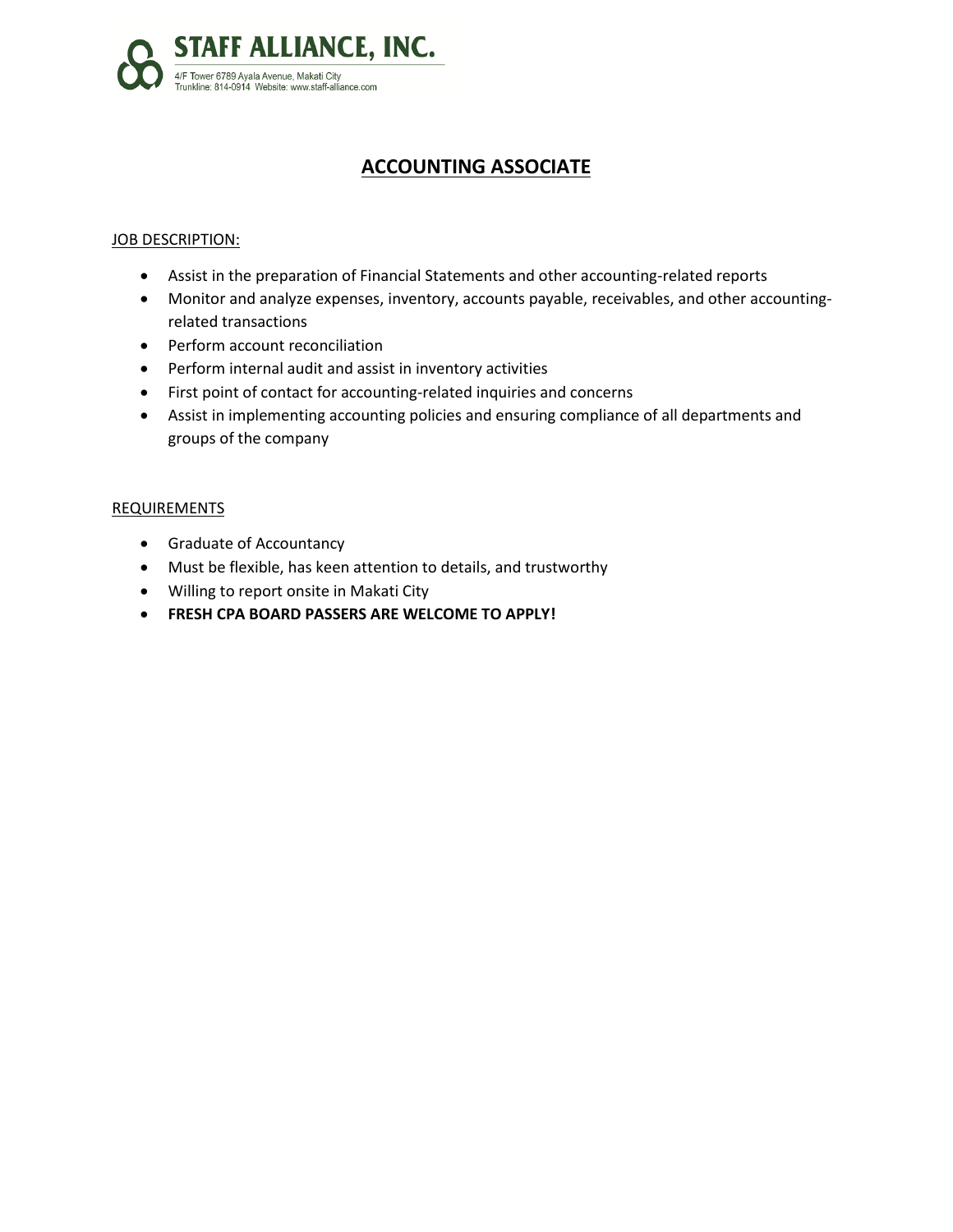**STAFF ALLIANCE, INC.**

4/F Tower 6789 Ayala Avenue, Makati City
Trunkline: 814-0914 Website: www.staff-alliance.com

# ACCOUNTING ASSOCIATE

JOB DESCRIPTION:

- Assist in the preparation of Financial Statements and other accounting-related reports
- Monitor and analyze expenses, inventory, accounts payable, receivables, and other accounting-related transactions
- Perform account reconciliation
- Perform internal audit and assist in inventory activities
- First point of contact for accounting-related inquiries and concerns
- Assist in implementing accounting policies and ensuring compliance of all departments and groups of the company

REQUIREMENTS

- Graduate of Accountancy
- Must be flexible, has keen attention to details, and trustworthy
- Willing to report onsite in Makati City
- **FRESH CPA BOARD PASSERS ARE WELCOME TO APPLY!**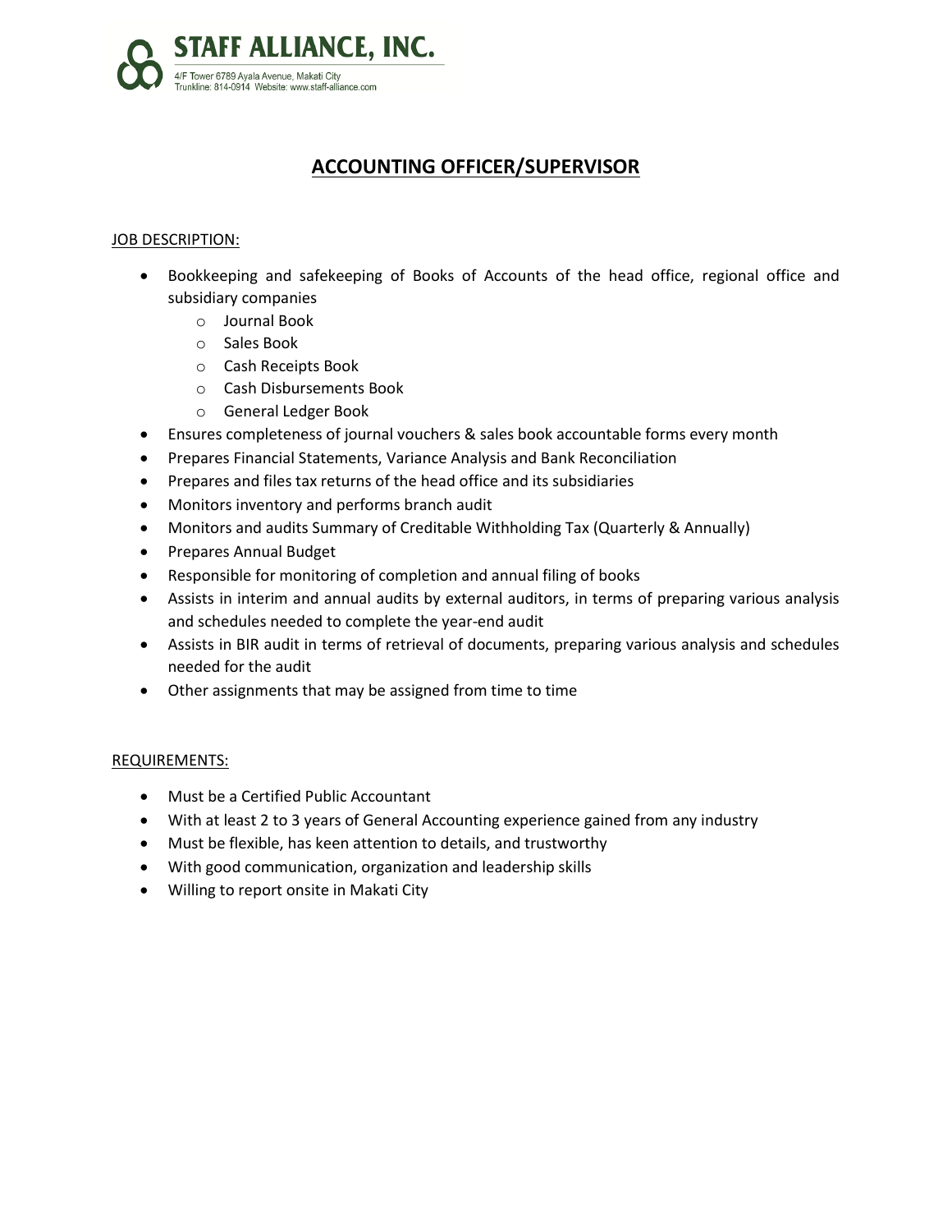**STAFF ALLIANCE, INC.**

4/F Tower 6789 Ayala Avenue, Makati City
Trunkline: 814-0914 Website: www.staff-alliance.com

# ACCOUNTING OFFICER/SUPERVISOR

JOB DESCRIPTION:

- Bookkeeping and safekeeping of Books of Accounts of the head office, regional office and subsidiary companies
    - Journal Book
    - Sales Book
    - Cash Receipts Book
    - Cash Disbursements Book
    - General Ledger Book
- Ensures completeness of journal vouchers & sales book accountable forms every month
- Prepares Financial Statements, Variance Analysis and Bank Reconciliation
- Prepares and files tax returns of the head office and its subsidiaries
- Monitors inventory and performs branch audit
- Monitors and audits Summary of Creditable Withholding Tax (Quarterly & Annually)
- Prepares Annual Budget
- Responsible for monitoring of completion and annual filing of books
- Assists in interim and annual audits by external auditors, in terms of preparing various analysis and schedules needed to complete the year-end audit
- Assists in BIR audit in terms of retrieval of documents, preparing various analysis and schedules needed for the audit
- Other assignments that may be assigned from time to time

REQUIREMENTS:

- Must be a Certified Public Accountant
- With at least 2 to 3 years of General Accounting experience gained from any industry
- Must be flexible, has keen attention to details, and trustworthy
- With good communication, organization and leadership skills
- Willing to report onsite in Makati City